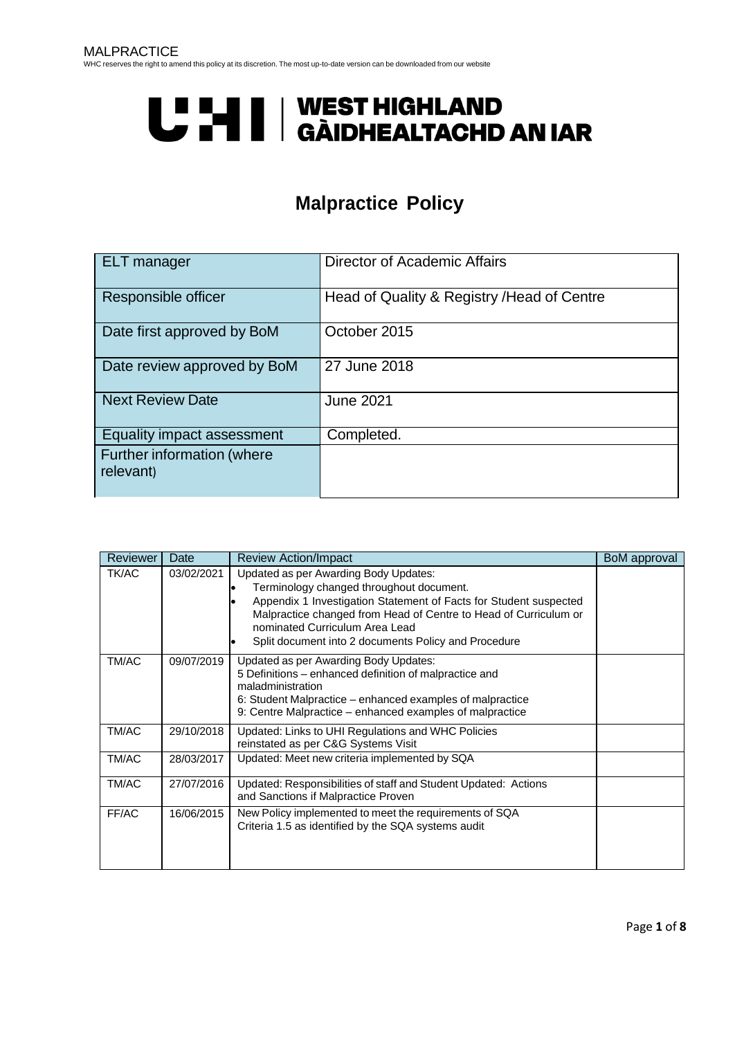UHI | WEST HIGHLAND
GÀIDHEALTACHD AN IAR

# Malpractice Policy

| ELT manager | Director of Academic Affairs |
|---|---|
| Responsible officer | Head of Quality & Registry /Head of Centre |
| Date first approved by BoM | October 2015 |
| Date review approved by BoM | 27 June 2018 |
| Next Review Date | June 2021 |
| Equality impact assessment | Completed. |
| Further information (where relevant) | |

| Reviewer | Date | Review Action/Impact | BoM approval |
|---|---|---|---|
| TK/AC | 03/02/2021 | Updated as per Awarding Body Updates:<br>• Terminology changed throughout document.<br>• Appendix 1 Investigation Statement of Facts for Student suspected Malpractice changed from Head of Centre to Head of Curriculum or nominated Curriculum Area Lead<br>• Split document into 2 documents Policy and Procedure | |
| TM/AC | 09/07/2019 | Updated as per Awarding Body Updates:<br>5 Definitions – enhanced definition of malpractice and maladministration<br>6: Student Malpractice – enhanced examples of malpractice<br>9: Centre Malpractice – enhanced examples of malpractice | |
| TM/AC | 29/10/2018 | Updated: Links to UHI Regulations and WHC Policies reinstated as per C&G Systems Visit | |
| TM/AC | 28/03/2017 | Updated: Meet new criteria implemented by SQA | |
| TM/AC | 27/07/2016 | Updated: Responsibilities of staff and Student Updated: Actions and Sanctions if Malpractice Proven | |
| FF/AC | 16/06/2015 | New Policy implemented to meet the requirements of SQA Criteria 1.5 as identified by the SQA systems audit | |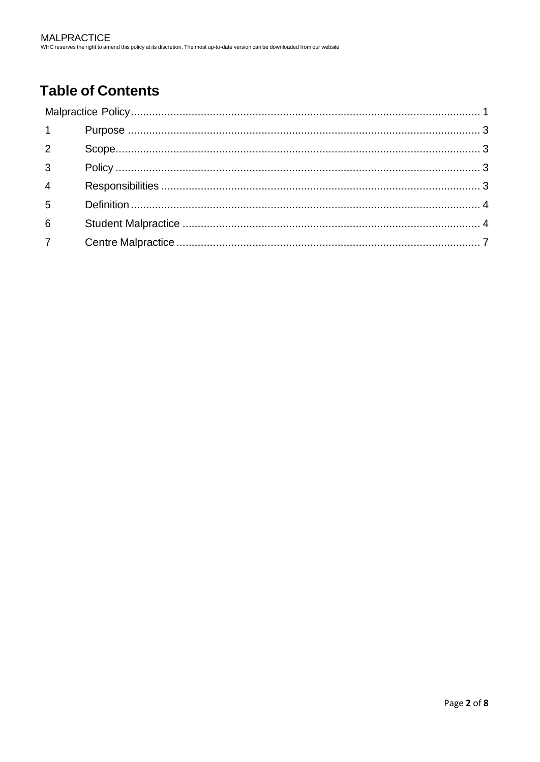# Table of Contents

Malpractice Policy .......... 1

1 Purpose .......... 3

2 Scope .......... 3

3 Policy .......... 3

4 Responsibilities .......... 3

5 Definition .......... 4

6 Student Malpractice .......... 4

7 Centre Malpractice .......... 7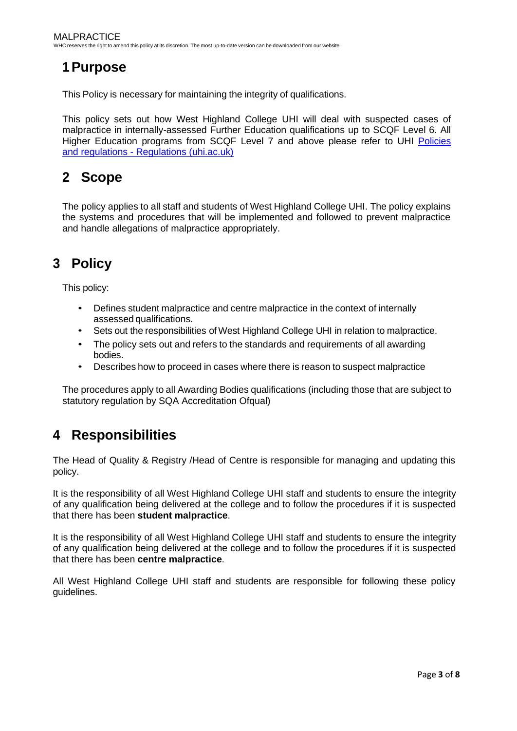# 1 Purpose

This Policy is necessary for maintaining the integrity of qualifications.

This policy sets out how West Highland College UHI will deal with suspected cases of malpractice in internally-assessed Further Education qualifications up to SCQF Level 6. All Higher Education programs from SCQF Level 7 and above please refer to UHI [Policies and regulations - Regulations (uhi.ac.uk)]

# 2 Scope

The policy applies to all staff and students of West Highland College UHI. The policy explains the systems and procedures that will be implemented and followed to prevent malpractice and handle allegations of malpractice appropriately.

# 3 Policy

This policy:

- Defines student malpractice and centre malpractice in the context of internally assessed qualifications.
- Sets out the responsibilities of West Highland College UHI in relation to malpractice.
- The policy sets out and refers to the standards and requirements of all awarding bodies.
- Describes how to proceed in cases where there is reason to suspect malpractice

The procedures apply to all Awarding Bodies qualifications (including those that are subject to statutory regulation by SQA Accreditation Ofqual)

# 4 Responsibilities

The Head of Quality & Registry /Head of Centre is responsible for managing and updating this policy.

It is the responsibility of all West Highland College UHI staff and students to ensure the integrity of any qualification being delivered at the college and to follow the procedures if it is suspected that there has been **student malpractice**.

It is the responsibility of all West Highland College UHI staff and students to ensure the integrity of any qualification being delivered at the college and to follow the procedures if it is suspected that there has been **centre malpractice**.

All West Highland College UHI staff and students are responsible for following these policy guidelines.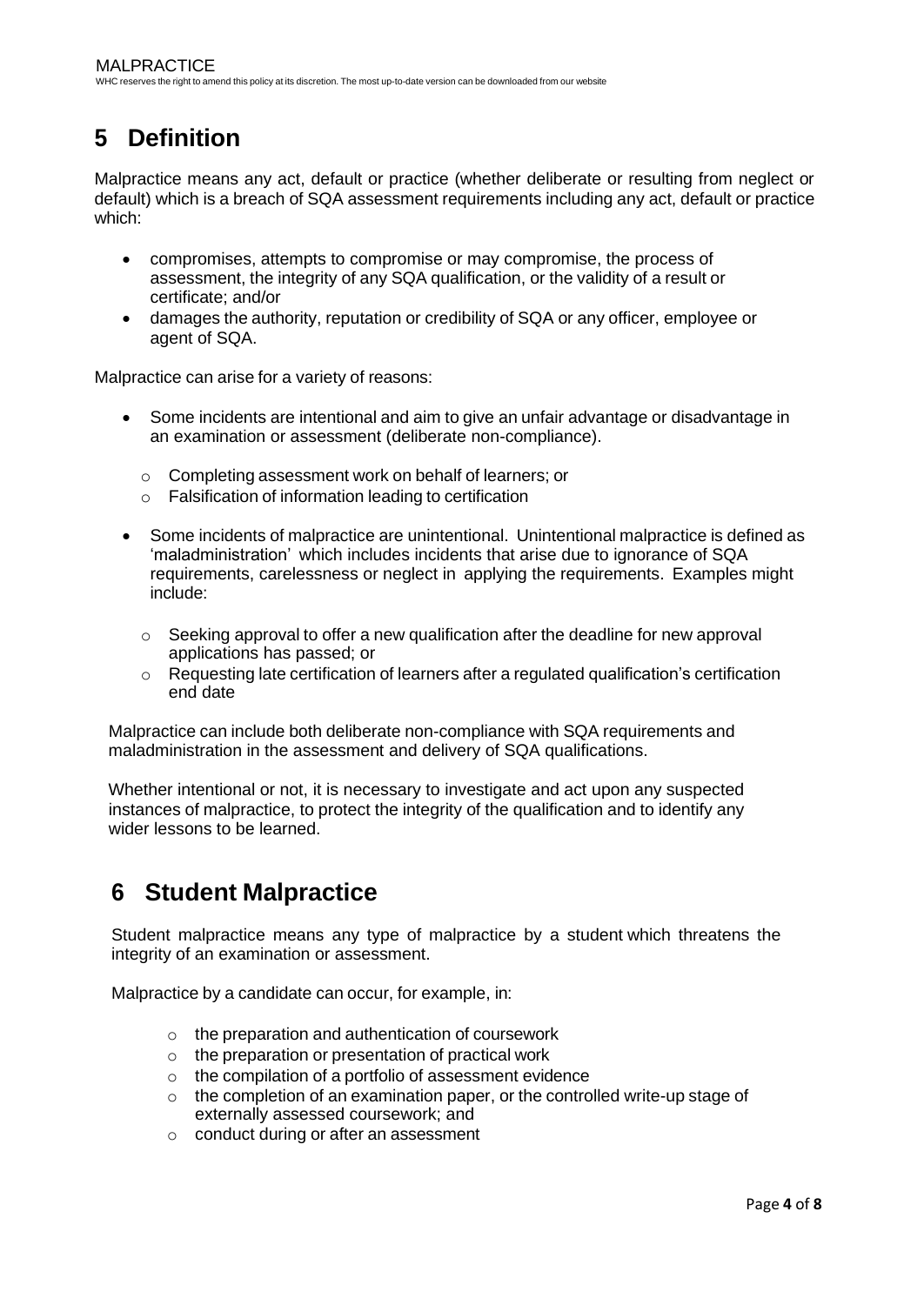## 5 Definition

Malpractice means any act, default or practice (whether deliberate or resulting from neglect or default) which is a breach of SQA assessment requirements including any act, default or practice which:

- compromises, attempts to compromise or may compromise, the process of assessment, the integrity of any SQA qualification, or the validity of a result or certificate; and/or
- damages the authority, reputation or credibility of SQA or any officer, employee or agent of SQA.

Malpractice can arise for a variety of reasons:

- Some incidents are intentional and aim to give an unfair advantage or disadvantage in an examination or assessment (deliberate non-compliance).
    - Completing assessment work on behalf of learners; or
    - Falsification of information leading to certification
- Some incidents of malpractice are unintentional. Unintentional malpractice is defined as 'maladministration' which includes incidents that arise due to ignorance of SQA requirements, carelessness or neglect in applying the requirements. Examples might include:
    - Seeking approval to offer a new qualification after the deadline for new approval applications has passed; or
    - Requesting late certification of learners after a regulated qualification's certification end date

Malpractice can include both deliberate non-compliance with SQA requirements and maladministration in the assessment and delivery of SQA qualifications.

Whether intentional or not, it is necessary to investigate and act upon any suspected instances of malpractice, to protect the integrity of the qualification and to identify any wider lessons to be learned.

## 6 Student Malpractice

Student malpractice means any type of malpractice by a student which threatens the integrity of an examination or assessment.

Malpractice by a candidate can occur, for example, in:

- the preparation and authentication of coursework
- the preparation or presentation of practical work
- the compilation of a portfolio of assessment evidence
- the completion of an examination paper, or the controlled write-up stage of externally assessed coursework; and
- conduct during or after an assessment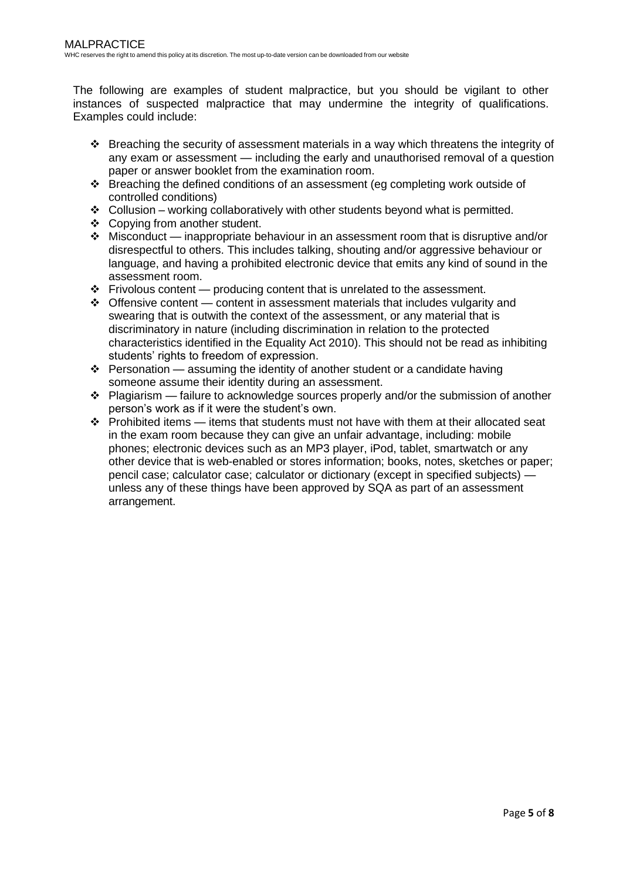The following are examples of student malpractice, but you should be vigilant to other instances of suspected malpractice that may undermine the integrity of qualifications. Examples could include:

- Breaching the security of assessment materials in a way which threatens the integrity of any exam or assessment — including the early and unauthorised removal of a question paper or answer booklet from the examination room.
- Breaching the defined conditions of an assessment (eg completing work outside of controlled conditions)
- Collusion – working collaboratively with other students beyond what is permitted.
- Copying from another student.
- Misconduct — inappropriate behaviour in an assessment room that is disruptive and/or disrespectful to others. This includes talking, shouting and/or aggressive behaviour or language, and having a prohibited electronic device that emits any kind of sound in the assessment room.
- Frivolous content — producing content that is unrelated to the assessment.
- Offensive content — content in assessment materials that includes vulgarity and swearing that is outwith the context of the assessment, or any material that is discriminatory in nature (including discrimination in relation to the protected characteristics identified in the Equality Act 2010). This should not be read as inhibiting students' rights to freedom of expression.
- Personation — assuming the identity of another student or a candidate having someone assume their identity during an assessment.
- Plagiarism — failure to acknowledge sources properly and/or the submission of another person's work as if it were the student's own.
- Prohibited items — items that students must not have with them at their allocated seat in the exam room because they can give an unfair advantage, including: mobile phones; electronic devices such as an MP3 player, iPod, tablet, smartwatch or any other device that is web-enabled or stores information; books, notes, sketches or paper; pencil case; calculator case; calculator or dictionary (except in specified subjects) — unless any of these things have been approved by SQA as part of an assessment arrangement.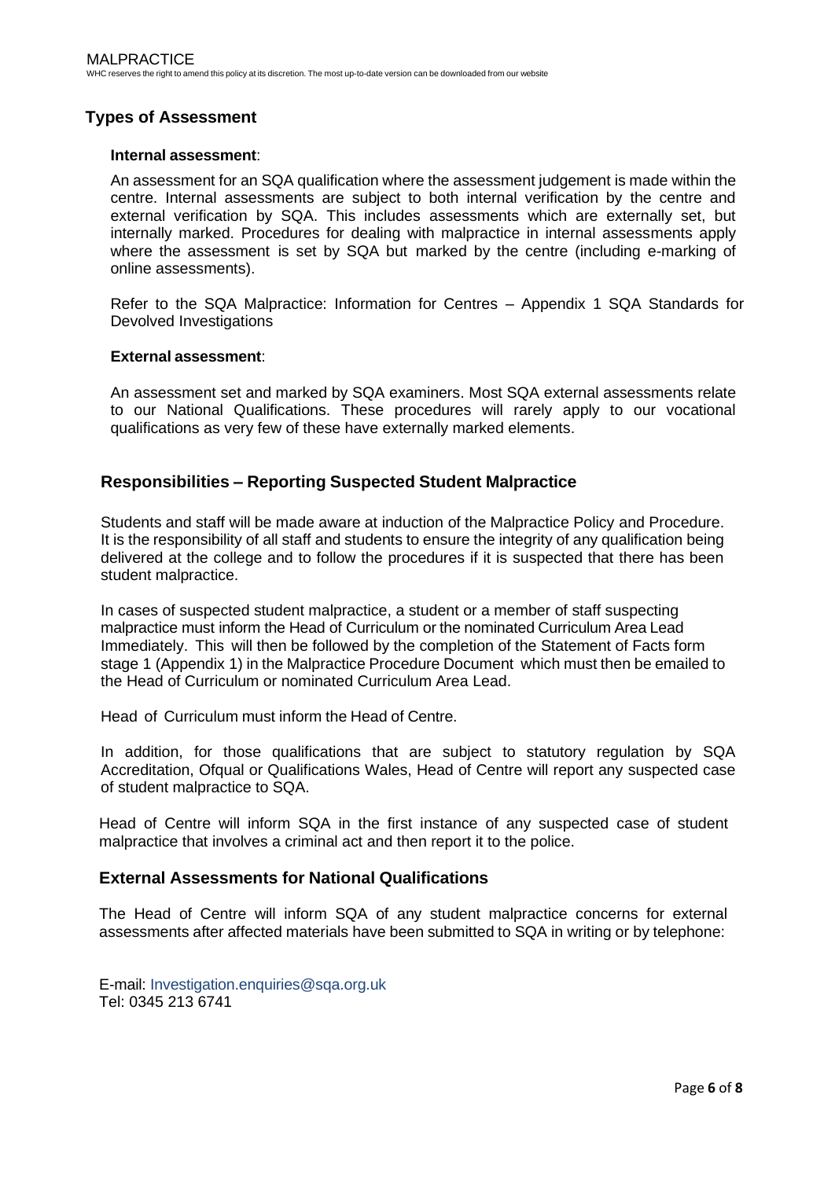## Types of Assessment

**Internal assessment**:

An assessment for an SQA qualification where the assessment judgement is made within the centre. Internal assessments are subject to both internal verification by the centre and external verification by SQA. This includes assessments which are externally set, but internally marked. Procedures for dealing with malpractice in internal assessments apply where the assessment is set by SQA but marked by the centre (including e-marking of online assessments).

Refer to the SQA Malpractice: Information for Centres – Appendix 1 SQA Standards for Devolved Investigations

**External assessment**:

An assessment set and marked by SQA examiners. Most SQA external assessments relate to our National Qualifications. These procedures will rarely apply to our vocational qualifications as very few of these have externally marked elements.

## Responsibilities – Reporting Suspected Student Malpractice

Students and staff will be made aware at induction of the Malpractice Policy and Procedure. It is the responsibility of all staff and students to ensure the integrity of any qualification being delivered at the college and to follow the procedures if it is suspected that there has been student malpractice.

In cases of suspected student malpractice, a student or a member of staff suspecting malpractice must inform the Head of Curriculum or the nominated Curriculum Area Lead Immediately. This will then be followed by the completion of the Statement of Facts form stage 1 (Appendix 1) in the Malpractice Procedure Document which must then be emailed to the Head of Curriculum or nominated Curriculum Area Lead.

Head of Curriculum must inform the Head of Centre.

In addition, for those qualifications that are subject to statutory regulation by SQA Accreditation, Ofqual or Qualifications Wales, Head of Centre will report any suspected case of student malpractice to SQA.

Head of Centre will inform SQA in the first instance of any suspected case of student malpractice that involves a criminal act and then report it to the police.

## External Assessments for National Qualifications

The Head of Centre will inform SQA of any student malpractice concerns for external assessments after affected materials have been submitted to SQA in writing or by telephone:

E-mail: Investigation.enquiries@sqa.org.uk
Tel: 0345 213 6741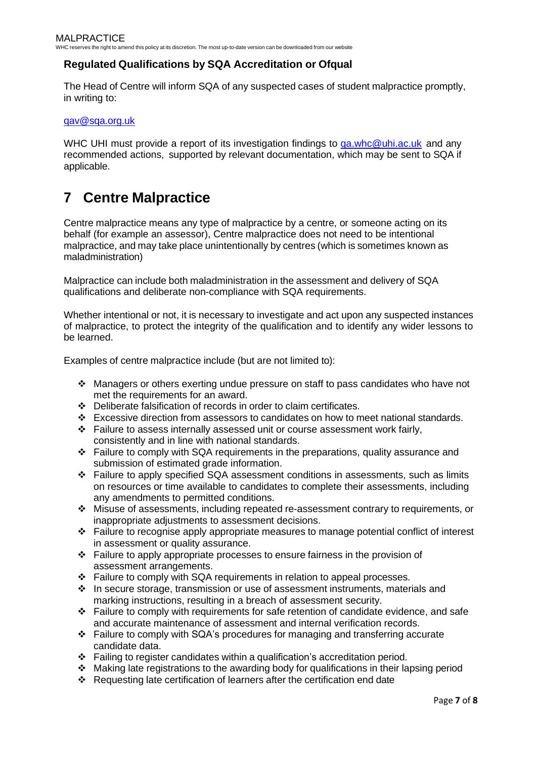### Regulated Qualifications by SQA Accreditation or Ofqual

The Head of Centre will inform SQA of any suspected cases of student malpractice promptly, in writing to:

qav@sqa.org.uk

WHC UHI must provide a report of its investigation findings to qa.whc@uhi.ac.uk and any recommended actions, supported by relevant documentation, which may be sent to SQA if applicable.

# 7 Centre Malpractice

Centre malpractice means any type of malpractice by a centre, or someone acting on its behalf (for example an assessor), Centre malpractice does not need to be intentional malpractice, and may take place unintentionally by centres (which is sometimes known as maladministration)

Malpractice can include both maladministration in the assessment and delivery of SQA qualifications and deliberate non-compliance with SQA requirements.

Whether intentional or not, it is necessary to investigate and act upon any suspected instances of malpractice, to protect the integrity of the qualification and to identify any wider lessons to be learned.

Examples of centre malpractice include (but are not limited to):

- Managers or others exerting undue pressure on staff to pass candidates who have not met the requirements for an award.
- Deliberate falsification of records in order to claim certificates.
- Excessive direction from assessors to candidates on how to meet national standards.
- Failure to assess internally assessed unit or course assessment work fairly, consistently and in line with national standards.
- Failure to comply with SQA requirements in the preparations, quality assurance and submission of estimated grade information.
- Failure to apply specified SQA assessment conditions in assessments, such as limits on resources or time available to candidates to complete their assessments, including any amendments to permitted conditions.
- Misuse of assessments, including repeated re-assessment contrary to requirements, or inappropriate adjustments to assessment decisions.
- Failure to recognise apply appropriate measures to manage potential conflict of interest in assessment or quality assurance.
- Failure to apply appropriate processes to ensure fairness in the provision of assessment arrangements.
- Failure to comply with SQA requirements in relation to appeal processes.
- In secure storage, transmission or use of assessment instruments, materials and marking instructions, resulting in a breach of assessment security.
- Failure to comply with requirements for safe retention of candidate evidence, and safe and accurate maintenance of assessment and internal verification records.
- Failure to comply with SQA's procedures for managing and transferring accurate candidate data.
- Failing to register candidates within a qualification's accreditation period.
- Making late registrations to the awarding body for qualifications in their lapsing period
- Requesting late certification of learners after the certification end date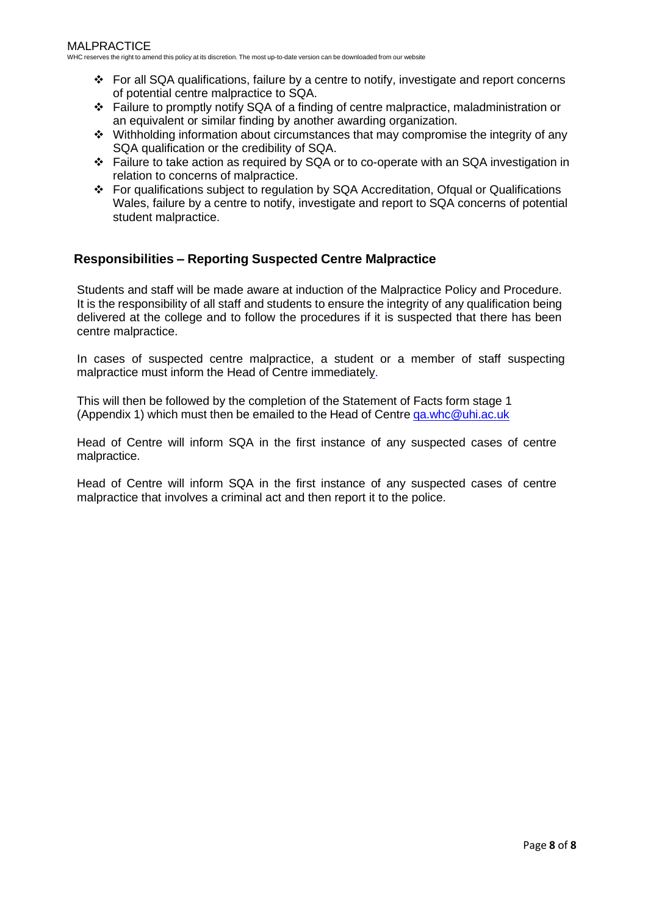- For all SQA qualifications, failure by a centre to notify, investigate and report concerns of potential centre malpractice to SQA.
- Failure to promptly notify SQA of a finding of centre malpractice, maladministration or an equivalent or similar finding by another awarding organization.
- Withholding information about circumstances that may compromise the integrity of any SQA qualification or the credibility of SQA.
- Failure to take action as required by SQA or to co-operate with an SQA investigation in relation to concerns of malpractice.
- For qualifications subject to regulation by SQA Accreditation, Ofqual or Qualifications Wales, failure by a centre to notify, investigate and report to SQA concerns of potential student malpractice.

## Responsibilities – Reporting Suspected Centre Malpractice

Students and staff will be made aware at induction of the Malpractice Policy and Procedure. It is the responsibility of all staff and students to ensure the integrity of any qualification being delivered at the college and to follow the procedures if it is suspected that there has been centre malpractice.

In cases of suspected centre malpractice, a student or a member of staff suspecting malpractice must inform the Head of Centre immediately.

This will then be followed by the completion of the Statement of Facts form stage 1 (Appendix 1) which must then be emailed to the Head of Centre qa.whc@uhi.ac.uk

Head of Centre will inform SQA in the first instance of any suspected cases of centre malpractice.

Head of Centre will inform SQA in the first instance of any suspected cases of centre malpractice that involves a criminal act and then report it to the police.